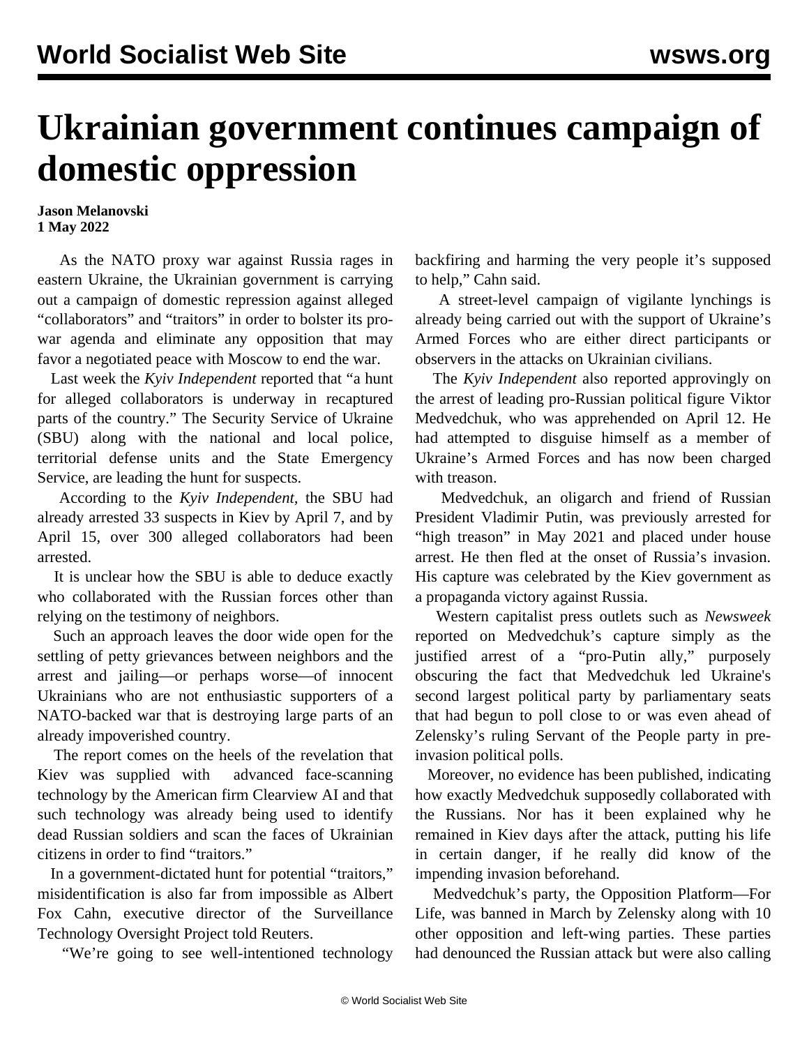# Ukrainian government continues campaign of domestic oppression

**Jason Melanovski**
**1 May 2022**

As the NATO proxy war against Russia rages in eastern Ukraine, the Ukrainian government is carrying out a campaign of domestic repression against alleged "collaborators" and "traitors" in order to bolster its pro-war agenda and eliminate any opposition that may favor a negotiated peace with Moscow to end the war.

Last week the *Kyiv Independent* reported that "a hunt for alleged collaborators is underway in recaptured parts of the country." The Security Service of Ukraine (SBU) along with the national and local police, territorial defense units and the State Emergency Service, are leading the hunt for suspects.

According to the *Kyiv Independent*, the SBU had already arrested 33 suspects in Kiev by April 7, and by April 15, over 300 alleged collaborators had been arrested.

It is unclear how the SBU is able to deduce exactly who collaborated with the Russian forces other than relying on the testimony of neighbors.

Such an approach leaves the door wide open for the settling of petty grievances between neighbors and the arrest and jailing—or perhaps worse—of innocent Ukrainians who are not enthusiastic supporters of a NATO-backed war that is destroying large parts of an already impoverished country.

The report comes on the heels of the revelation that Kiev was supplied with advanced face-scanning technology by the American firm Clearview AI and that such technology was already being used to identify dead Russian soldiers and scan the faces of Ukrainian citizens in order to find "traitors."

In a government-dictated hunt for potential "traitors," misidentification is also far from impossible as Albert Fox Cahn, executive director of the Surveillance Technology Oversight Project told Reuters.

"We're going to see well-intentioned technology backfiring and harming the very people it's supposed to help," Cahn said.

A street-level campaign of vigilante lynchings is already being carried out with the support of Ukraine's Armed Forces who are either direct participants or observers in the attacks on Ukrainian civilians.

The *Kyiv Independent* also reported approvingly on the arrest of leading pro-Russian political figure Viktor Medvedchuk, who was apprehended on April 12. He had attempted to disguise himself as a member of Ukraine's Armed Forces and has now been charged with treason.

Medvedchuk, an oligarch and friend of Russian President Vladimir Putin, was previously arrested for "high treason" in May 2021 and placed under house arrest. He then fled at the onset of Russia's invasion. His capture was celebrated by the Kiev government as a propaganda victory against Russia.

Western capitalist press outlets such as *Newsweek* reported on Medvedchuk's capture simply as the justified arrest of a "pro-Putin ally," purposely obscuring the fact that Medvedchuk led Ukraine's second largest political party by parliamentary seats that had begun to poll close to or was even ahead of Zelensky's ruling Servant of the People party in pre-invasion political polls.

Moreover, no evidence has been published, indicating how exactly Medvedchuk supposedly collaborated with the Russians. Nor has it been explained why he remained in Kiev days after the attack, putting his life in certain danger, if he really did know of the impending invasion beforehand.

Medvedchuk's party, the Opposition Platform—For Life, was banned in March by Zelensky along with 10 other opposition and left-wing parties. These parties had denounced the Russian attack but were also calling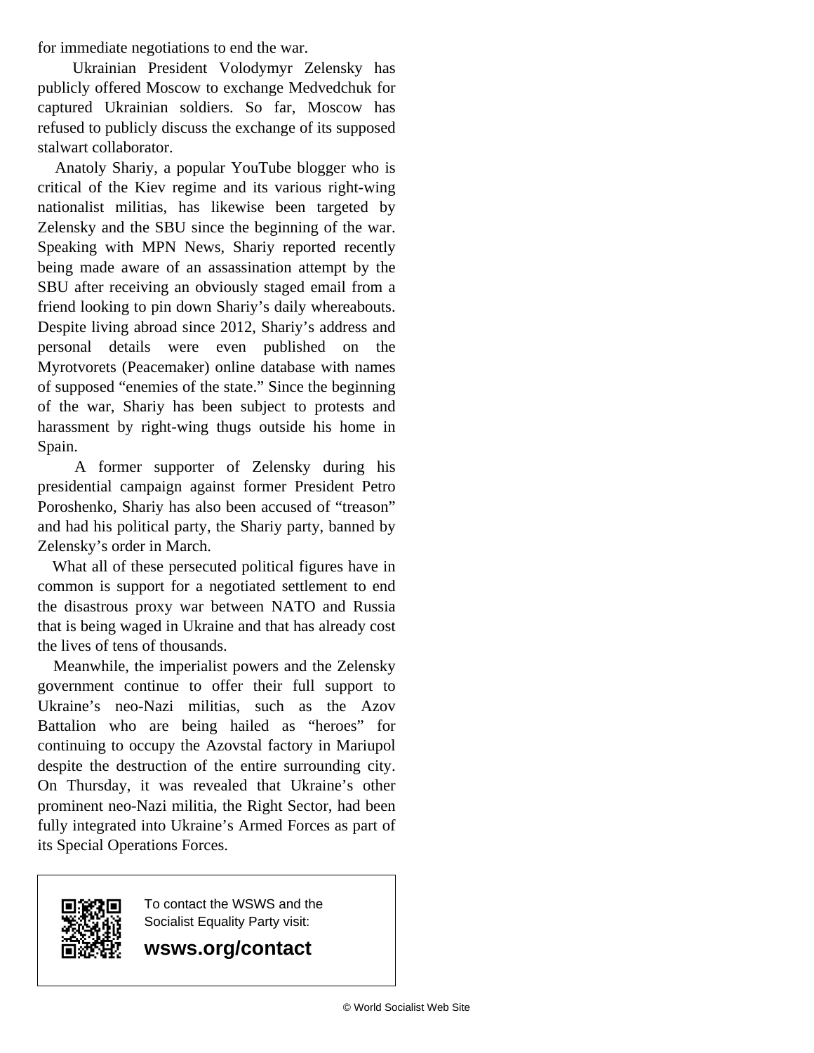for immediate negotiations to end the war.

Ukrainian President Volodymyr Zelensky has publicly offered Moscow to exchange Medvedchuk for captured Ukrainian soldiers. So far, Moscow has refused to publicly discuss the exchange of its supposed stalwart collaborator.

Anatoly Shariy, a popular YouTube blogger who is critical of the Kiev regime and its various right-wing nationalist militias, has likewise been targeted by Zelensky and the SBU since the beginning of the war. Speaking with MPN News, Shariy reported recently being made aware of an assassination attempt by the SBU after receiving an obviously staged email from a friend looking to pin down Shariy's daily whereabouts. Despite living abroad since 2012, Shariy's address and personal details were even published on the Myrotvorets (Peacemaker) online database with names of supposed "enemies of the state." Since the beginning of the war, Shariy has been subject to protests and harassment by right-wing thugs outside his home in Spain.

A former supporter of Zelensky during his presidential campaign against former President Petro Poroshenko, Shariy has also been accused of "treason" and had his political party, the Shariy party, banned by Zelensky's order in March.

What all of these persecuted political figures have in common is support for a negotiated settlement to end the disastrous proxy war between NATO and Russia that is being waged in Ukraine and that has already cost the lives of tens of thousands.

Meanwhile, the imperialist powers and the Zelensky government continue to offer their full support to Ukraine's neo-Nazi militias, such as the Azov Battalion who are being hailed as "heroes" for continuing to occupy the Azovstal factory in Mariupol despite the destruction of the entire surrounding city. On Thursday, it was revealed that Ukraine's other prominent neo-Nazi militia, the Right Sector, had been fully integrated into Ukraine's Armed Forces as part of its Special Operations Forces.

To contact the WSWS and the Socialist Equality Party visit:

**wsws.org/contact**